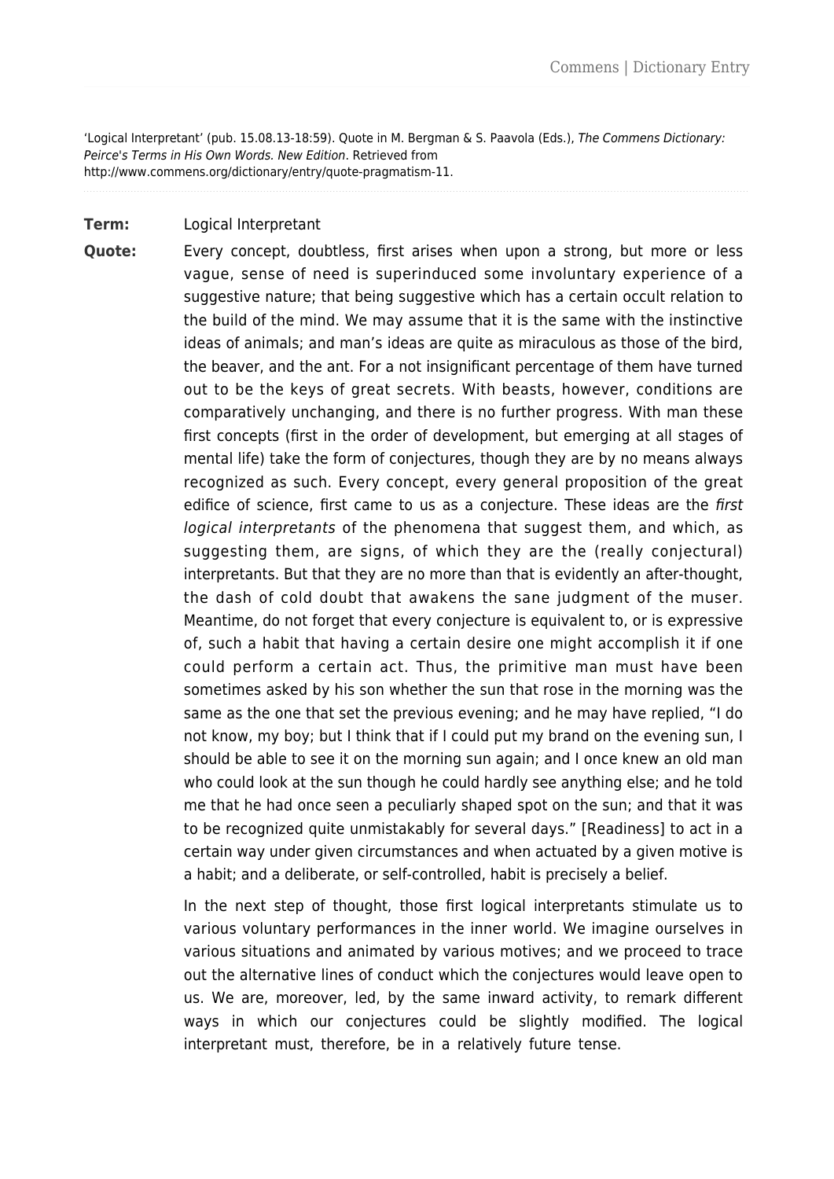'Logical Interpretant' (pub. 15.08.13-18:59). Quote in M. Bergman & S. Paavola (Eds.), *The Commens Dictionary: Peirce's Terms in His Own Words. New Edition*. Retrieved from http://www.commens.org/dictionary/entry/quote-pragmatism-11.

---

**Term:** Logical Interpretant

**Quote:** Every concept, doubtless, first arises when upon a strong, but more or less vague, sense of need is superinduced some involuntary experience of a suggestive nature; that being suggestive which has a certain occult relation to the build of the mind. We may assume that it is the same with the instinctive ideas of animals; and man's ideas are quite as miraculous as those of the bird, the beaver, and the ant. For a not insignificant percentage of them have turned out to be the keys of great secrets. With beasts, however, conditions are comparatively unchanging, and there is no further progress. With man these first concepts (first in the order of development, but emerging at all stages of mental life) take the form of conjectures, though they are by no means always recognized as such. Every concept, every general proposition of the great edifice of science, first came to us as a conjecture. These ideas are the *first logical interpretants* of the phenomena that suggest them, and which, as suggesting them, are signs, of which they are the (really conjectural) interpretants. But that they are no more than that is evidently an after-thought, the dash of cold doubt that awakens the sane judgment of the muser. Meantime, do not forget that every conjecture is equivalent to, or is expressive of, such a habit that having a certain desire one might accomplish it if one could perform a certain act. Thus, the primitive man must have been sometimes asked by his son whether the sun that rose in the morning was the same as the one that set the previous evening; and he may have replied, "I do not know, my boy; but I think that if I could put my brand on the evening sun, I should be able to see it on the morning sun again; and I once knew an old man who could look at the sun though he could hardly see anything else; and he told me that he had once seen a peculiarly shaped spot on the sun; and that it was to be recognized quite unmistakably for several days." [Readiness] to act in a certain way under given circumstances and when actuated by a given motive is a habit; and a deliberate, or self-controlled, habit is precisely a belief.

In the next step of thought, those first logical interpretants stimulate us to various voluntary performances in the inner world. We imagine ourselves in various situations and animated by various motives; and we proceed to trace out the alternative lines of conduct which the conjectures would leave open to us. We are, moreover, led, by the same inward activity, to remark different ways in which our conjectures could be slightly modified. The logical interpretant must, therefore, be in a relatively future tense.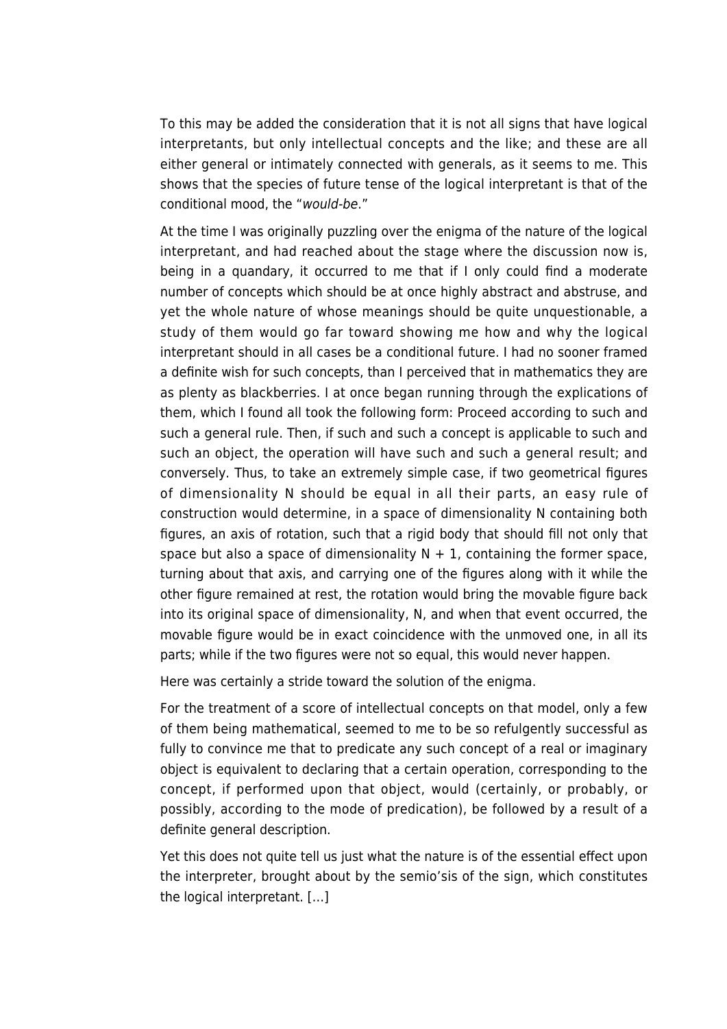To this may be added the consideration that it is not all signs that have logical interpretants, but only intellectual concepts and the like; and these are all either general or intimately connected with generals, as it seems to me. This shows that the species of future tense of the logical interpretant is that of the conditional mood, the "*would-be*."

At the time I was originally puzzling over the enigma of the nature of the logical interpretant, and had reached about the stage where the discussion now is, being in a quandary, it occurred to me that if I only could find a moderate number of concepts which should be at once highly abstract and abstruse, and yet the whole nature of whose meanings should be quite unquestionable, a study of them would go far toward showing me how and why the logical interpretant should in all cases be a conditional future. I had no sooner framed a definite wish for such concepts, than I perceived that in mathematics they are as plenty as blackberries. I at once began running through the explications of them, which I found all took the following form: Proceed according to such and such a general rule. Then, if such and such a concept is applicable to such and such an object, the operation will have such and such a general result; and conversely. Thus, to take an extremely simple case, if two geometrical figures of dimensionality N should be equal in all their parts, an easy rule of construction would determine, in a space of dimensionality N containing both figures, an axis of rotation, such that a rigid body that should fill not only that space but also a space of dimensionality N + 1, containing the former space, turning about that axis, and carrying one of the figures along with it while the other figure remained at rest, the rotation would bring the movable figure back into its original space of dimensionality, N, and when that event occurred, the movable figure would be in exact coincidence with the unmoved one, in all its parts; while if the two figures were not so equal, this would never happen.

Here was certainly a stride toward the solution of the enigma.

For the treatment of a score of intellectual concepts on that model, only a few of them being mathematical, seemed to me to be so refulgently successful as fully to convince me that to predicate any such concept of a real or imaginary object is equivalent to declaring that a certain operation, corresponding to the concept, if performed upon that object, would (certainly, or probably, or possibly, according to the mode of predication), be followed by a result of a definite general description.

Yet this does not quite tell us just what the nature is of the essential effect upon the interpreter, brought about by the semio'sis of the sign, which constitutes the logical interpretant. [...]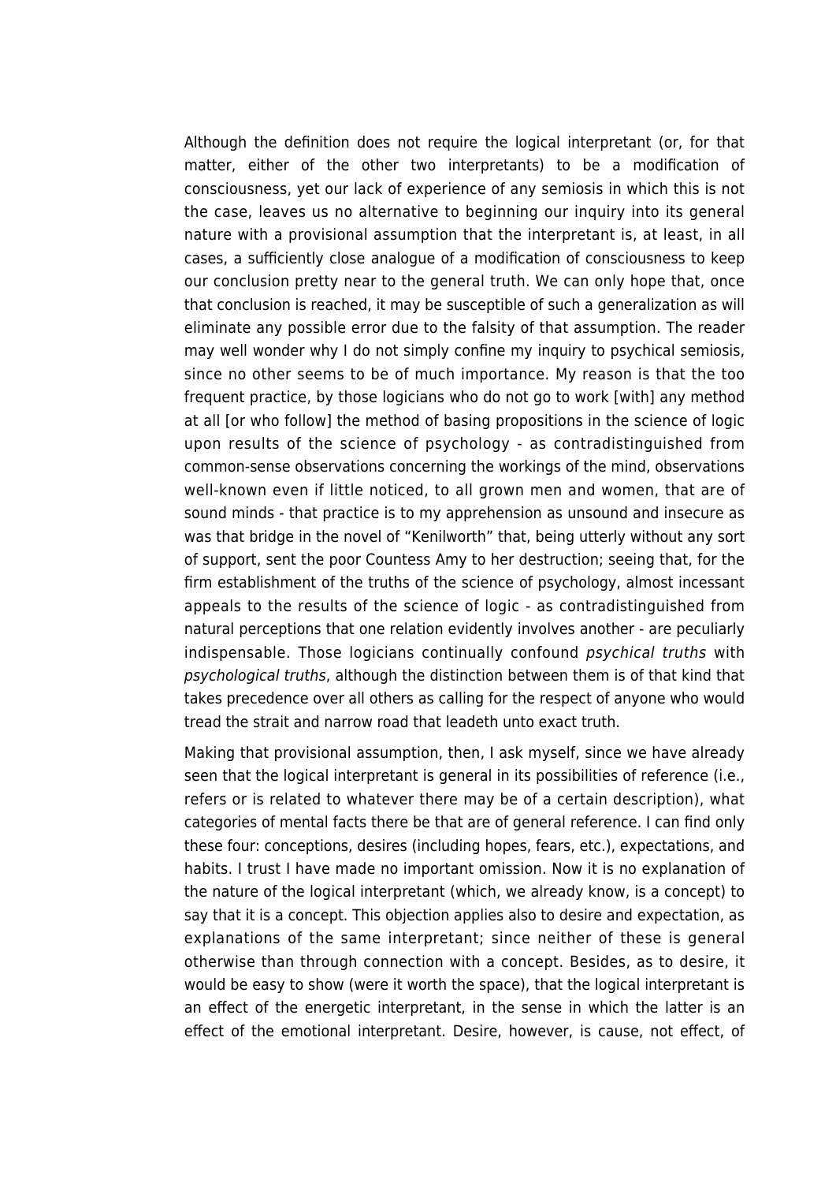Although the definition does not require the logical interpretant (or, for that matter, either of the other two interpretants) to be a modification of consciousness, yet our lack of experience of any semiosis in which this is not the case, leaves us no alternative to beginning our inquiry into its general nature with a provisional assumption that the interpretant is, at least, in all cases, a sufficiently close analogue of a modification of consciousness to keep our conclusion pretty near to the general truth. We can only hope that, once that conclusion is reached, it may be susceptible of such a generalization as will eliminate any possible error due to the falsity of that assumption. The reader may well wonder why I do not simply confine my inquiry to psychical semiosis, since no other seems to be of much importance. My reason is that the too frequent practice, by those logicians who do not go to work [with] any method at all [or who follow] the method of basing propositions in the science of logic upon results of the science of psychology - as contradistinguished from common-sense observations concerning the workings of the mind, observations well-known even if little noticed, to all grown men and women, that are of sound minds - that practice is to my apprehension as unsound and insecure as was that bridge in the novel of "Kenilworth" that, being utterly without any sort of support, sent the poor Countess Amy to her destruction; seeing that, for the firm establishment of the truths of the science of psychology, almost incessant appeals to the results of the science of logic - as contradistinguished from natural perceptions that one relation evidently involves another - are peculiarly indispensable. Those logicians continually confound *psychical truths* with *psychological truths*, although the distinction between them is of that kind that takes precedence over all others as calling for the respect of anyone who would tread the strait and narrow road that leadeth unto exact truth.

Making that provisional assumption, then, I ask myself, since we have already seen that the logical interpretant is general in its possibilities of reference (i.e., refers or is related to whatever there may be of a certain description), what categories of mental facts there be that are of general reference. I can find only these four: conceptions, desires (including hopes, fears, etc.), expectations, and habits. I trust I have made no important omission. Now it is no explanation of the nature of the logical interpretant (which, we already know, is a concept) to say that it is a concept. This objection applies also to desire and expectation, as explanations of the same interpretant; since neither of these is general otherwise than through connection with a concept. Besides, as to desire, it would be easy to show (were it worth the space), that the logical interpretant is an effect of the energetic interpretant, in the sense in which the latter is an effect of the emotional interpretant. Desire, however, is cause, not effect, of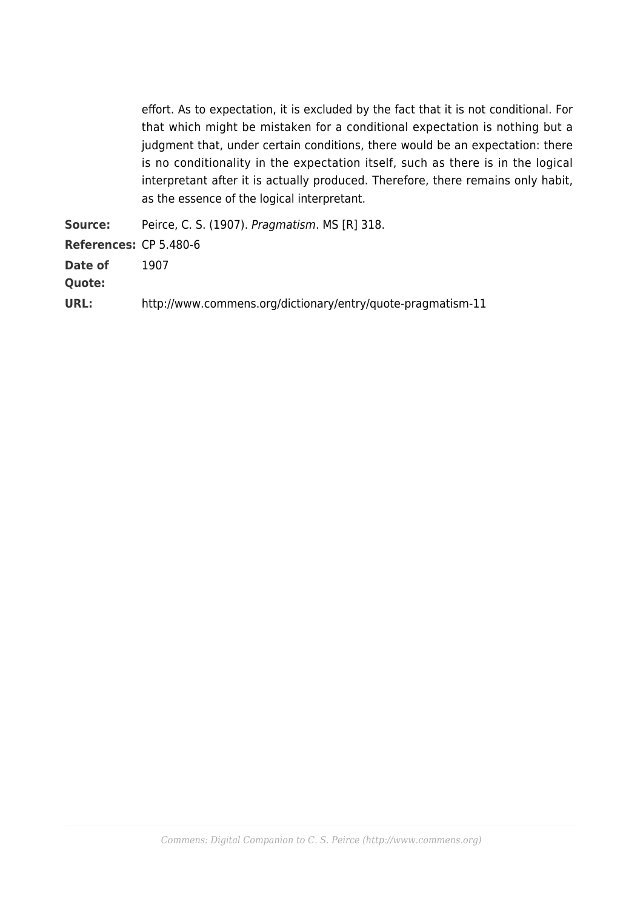effort. As to expectation, it is excluded by the fact that it is not conditional. For that which might be mistaken for a conditional expectation is nothing but a judgment that, under certain conditions, there would be an expectation: there is no conditionality in the expectation itself, such as there is in the logical interpretant after it is actually produced. Therefore, there remains only habit, as the essence of the logical interpretant.

**Source:** Peirce, C. S. (1907). *Pragmatism*. MS [R] 318.

**References:** CP 5.480-6

**Date of Quote:** 1907

**URL:** http://www.commens.org/dictionary/entry/quote-pragmatism-11